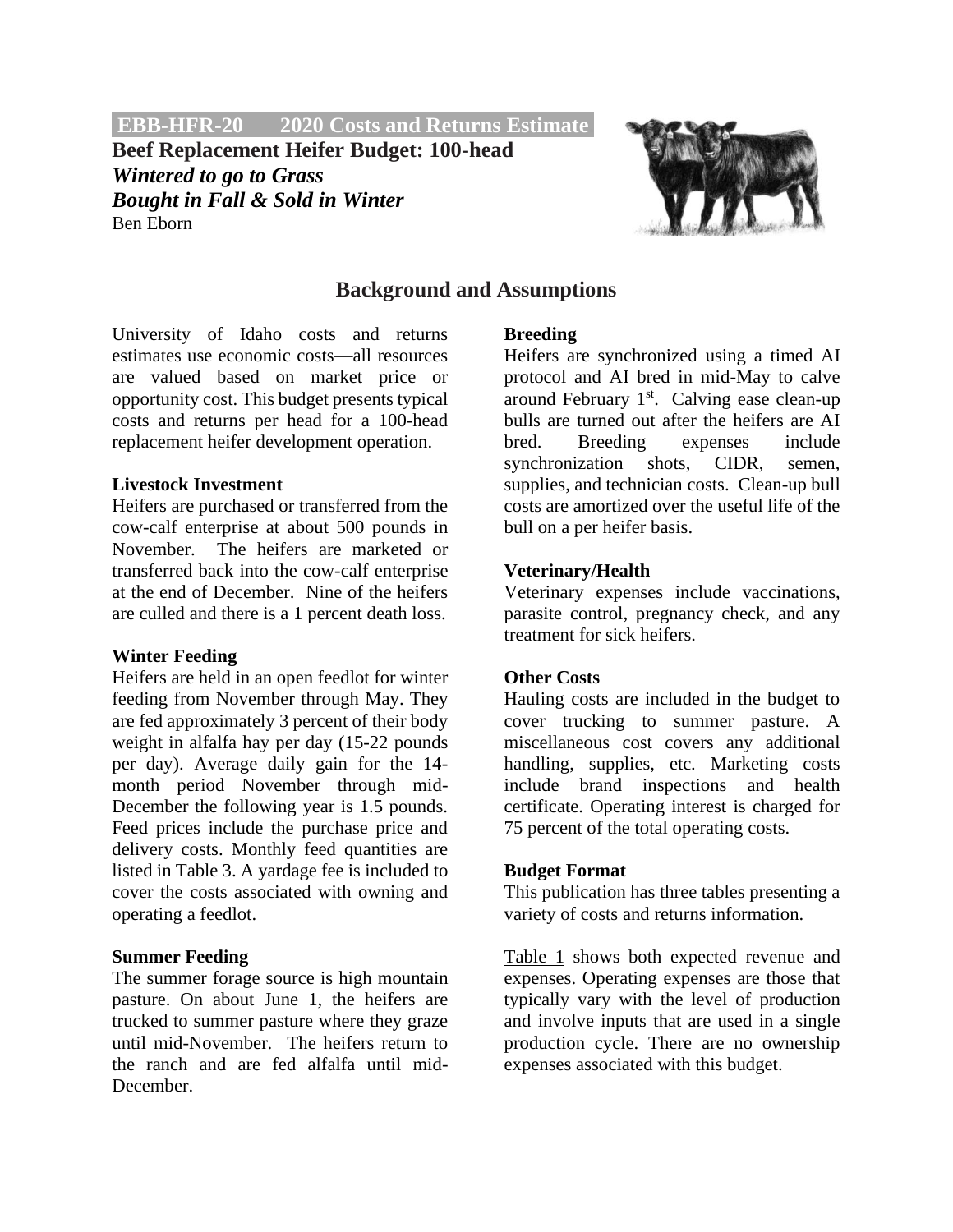**EBB-HFR-20 2020 Costs and Returns Estimate**

# Beef Replacement Heifer Budget: 100-head

***Wintered to go to Grass***

***Bought in Fall & Sold in Winter***

Ben Eborn

## Background and Assumptions

University of Idaho costs and returns estimates use economic costs—all resources are valued based on market price or opportunity cost. This budget presents typical costs and returns per head for a 100-head replacement heifer development operation.

**Livestock Investment**

Heifers are purchased or transferred from the cow-calf enterprise at about 500 pounds in November. The heifers are marketed or transferred back into the cow-calf enterprise at the end of December. Nine of the heifers are culled and there is a 1 percent death loss.

**Winter Feeding**

Heifers are held in an open feedlot for winter feeding from November through May. They are fed approximately 3 percent of their body weight in alfalfa hay per day (15-22 pounds per day). Average daily gain for the 14-month period November through mid-December the following year is 1.5 pounds. Feed prices include the purchase price and delivery costs. Monthly feed quantities are listed in Table 3. A yardage fee is included to cover the costs associated with owning and operating a feedlot.

**Summer Feeding**

The summer forage source is high mountain pasture. On about June 1, the heifers are trucked to summer pasture where they graze until mid-November. The heifers return to the ranch and are fed alfalfa until mid-December.

**Breeding**

Heifers are synchronized using a timed AI protocol and AI bred in mid-May to calve around February 1st. Calving ease clean-up bulls are turned out after the heifers are AI bred. Breeding expenses include synchronization shots, CIDR, semen, supplies, and technician costs. Clean-up bull costs are amortized over the useful life of the bull on a per heifer basis.

**Veterinary/Health**

Veterinary expenses include vaccinations, parasite control, pregnancy check, and any treatment for sick heifers.

**Other Costs**

Hauling costs are included in the budget to cover trucking to summer pasture. A miscellaneous cost covers any additional handling, supplies, etc. Marketing costs include brand inspections and health certificate. Operating interest is charged for 75 percent of the total operating costs.

**Budget Format**

This publication has three tables presenting a variety of costs and returns information.

Table 1 shows both expected revenue and expenses. Operating expenses are those that typically vary with the level of production and involve inputs that are used in a single production cycle. There are no ownership expenses associated with this budget.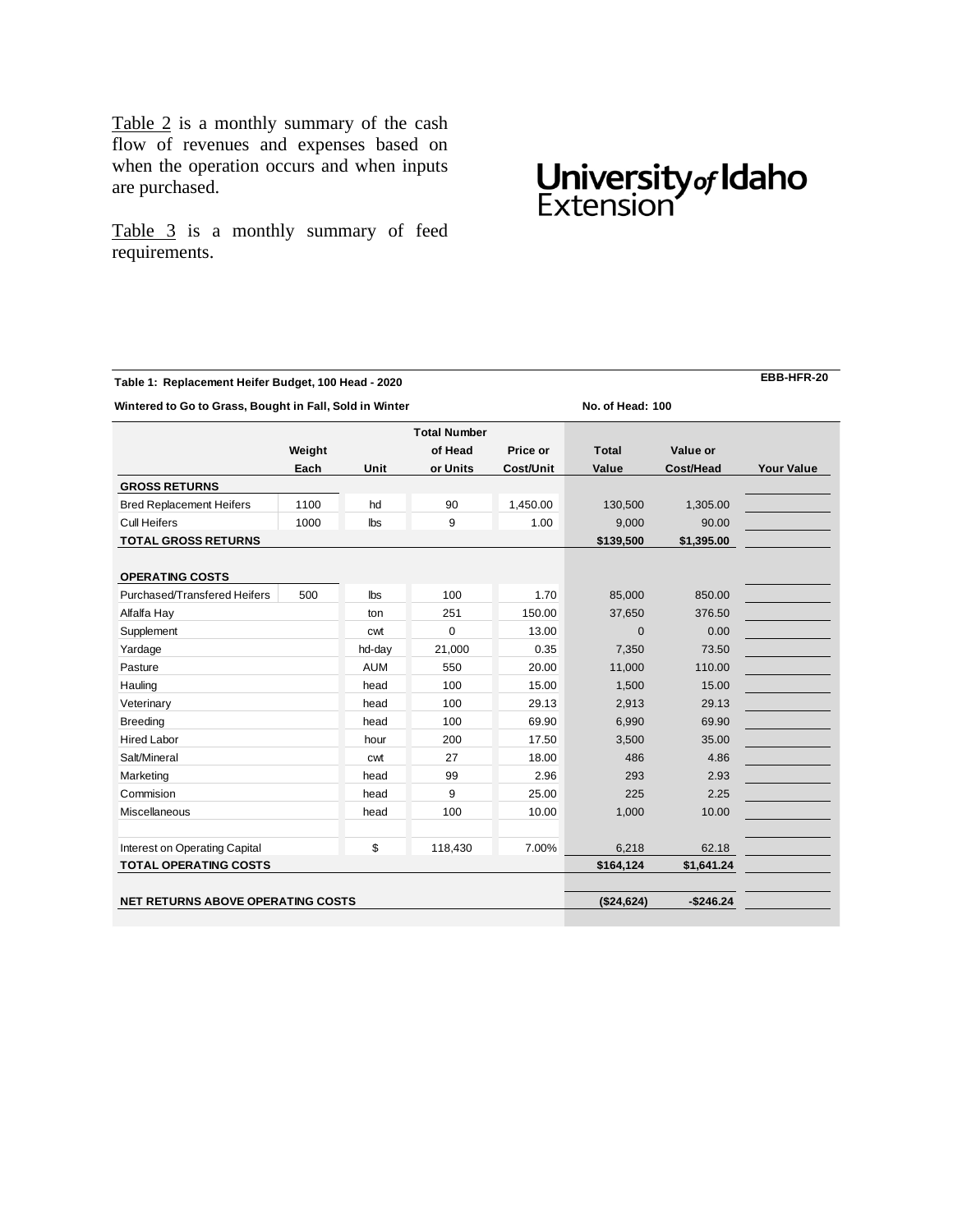Table 2 is a monthly summary of the cash flow of revenues and expenses based on when the operation occurs and when inputs are purchased.

Table 3 is a monthly summary of feed requirements.

University of Idaho Extension

**Table 1: Replacement Heifer Budget, 100 Head - 2020** — EBB-HFR-20

**Wintered to Go to Grass, Bought in Fall, Sold in Winter** — **No. of Head: 100**

| | Weight Each | Unit | Total Number of Head or Units | Price or Cost/Unit | Total Value | Value or Cost/Head | Your Value |
|---|---|---|---|---|---|---|---|
| **GROSS RETURNS** | | | | | | | |
| Bred Replacement Heifers | 1100 | hd | 90 | 1,450.00 | 130,500 | 1,305.00 | |
| Cull Heifers | 1000 | lbs | 9 | 1.00 | 9,000 | 90.00 | |
| **TOTAL GROSS RETURNS** | | | | | **$139,500** | **$1,395.00** | |
| | | | | | | | |
| **OPERATING COSTS** | | | | | | | |
| Purchased/Transfered Heifers | 500 | lbs | 100 | 1.70 | 85,000 | 850.00 | |
| Alfalfa Hay | | ton | 251 | 150.00 | 37,650 | 376.50 | |
| Supplement | | cwt | 0 | 13.00 | 0 | 0.00 | |
| Yardage | | hd-day | 21,000 | 0.35 | 7,350 | 73.50 | |
| Pasture | | AUM | 550 | 20.00 | 11,000 | 110.00 | |
| Hauling | | head | 100 | 15.00 | 1,500 | 15.00 | |
| Veterinary | | head | 100 | 29.13 | 2,913 | 29.13 | |
| Breeding | | head | 100 | 69.90 | 6,990 | 69.90 | |
| Hired Labor | | hour | 200 | 17.50 | 3,500 | 35.00 | |
| Salt/Mineral | | cwt | 27 | 18.00 | 486 | 4.86 | |
| Marketing | | head | 99 | 2.96 | 293 | 2.93 | |
| Commision | | head | 9 | 25.00 | 225 | 2.25 | |
| Miscellaneous | | head | 100 | 10.00 | 1,000 | 10.00 | |
| | | | | | | | |
| Interest on Operating Capital | | $ | 118,430 | 7.00% | 6,218 | 62.18 | |
| **TOTAL OPERATING COSTS** | | | | | **$164,124** | **$1,641.24** | |
| | | | | | | | |
| **NET RETURNS ABOVE OPERATING COSTS** | | | | | **($24,624)** | **-$246.24** | |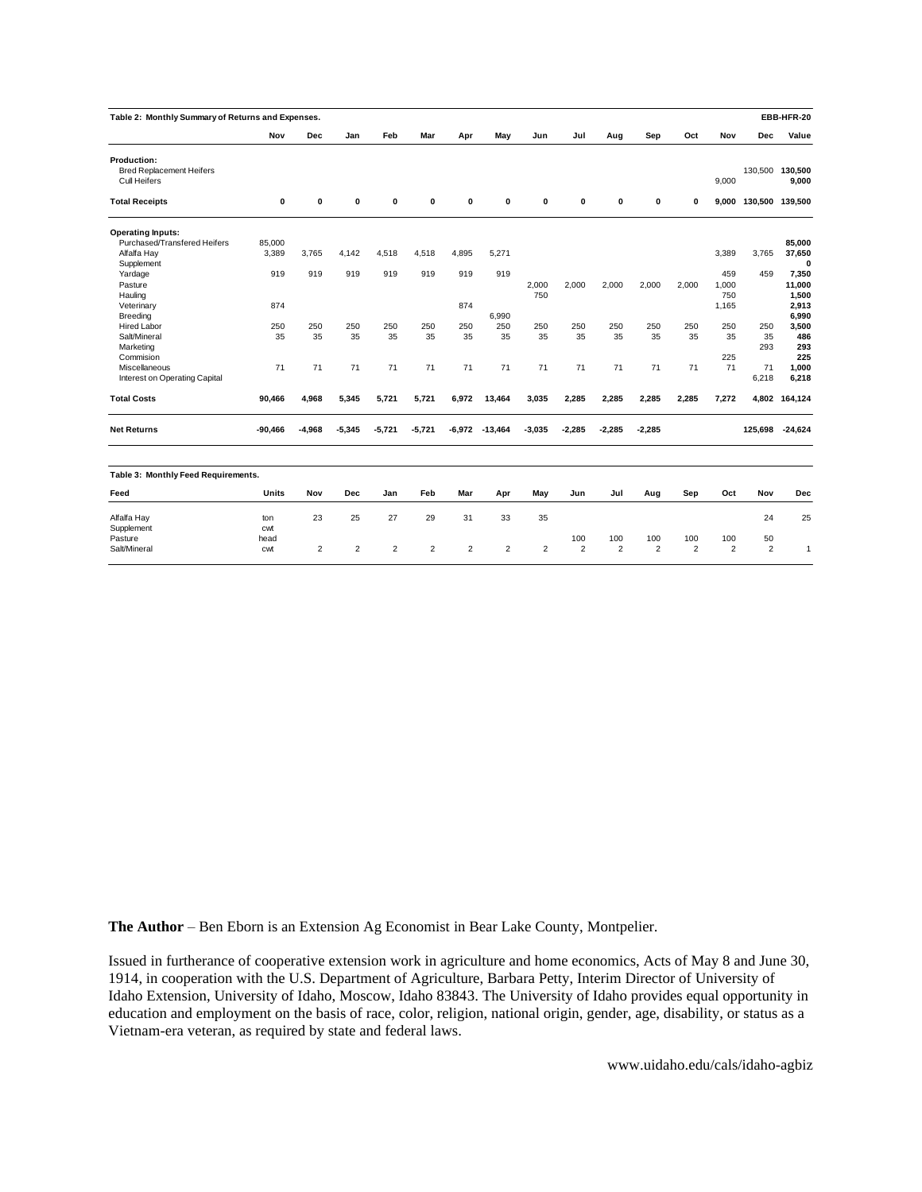**Table 2: Monthly Summary of Returns and Expenses.** EBB-HFR-20

| | Nov | Dec | Jan | Feb | Mar | Apr | May | Jun | Jul | Aug | Sep | Oct | Nov | Dec | Value |
|---|---|---|---|---|---|---|---|---|---|---|---|---|---|---|---|
| **Production:** | | | | | | | | | | | | | | | |
| Bred Replacement Heifers | | | | | | | | | | | | | | 130,500 | **130,500** |
| Cull Heifers | | | | | | | | | | | | | 9,000 | | **9,000** |
| **Total Receipts** | **0** | **0** | **0** | **0** | **0** | **0** | **0** | **0** | **0** | **0** | **0** | **0** | **9,000** | **130,500** | **139,500** |
| **Operating Inputs:** | | | | | | | | | | | | | | | |
| Purchased/Transfered Heifers | 85,000 | | | | | | | | | | | | | | **85,000** |
| Alfalfa Hay | 3,389 | 3,765 | 4,142 | 4,518 | 4,518 | 4,895 | 5,271 | | | | | | 3,389 | 3,765 | **37,650** |
| Supplement | | | | | | | | | | | | | | | **0** |
| Yardage | 919 | 919 | 919 | 919 | 919 | 919 | 919 | | | | | | 459 | 459 | **7,350** |
| Pasture | | | | | | | | 2,000 | 2,000 | 2,000 | 2,000 | 2,000 | 1,000 | | **11,000** |
| Hauling | | | | | | | | 750 | | | | | 750 | | **1,500** |
| Veterinary | 874 | | | | | 874 | | | | | | | 1,165 | | **2,913** |
| Breeding | | | | | | | 6,990 | | | | | | | | **6,990** |
| Hired Labor | 250 | 250 | 250 | 250 | 250 | 250 | 250 | 250 | 250 | 250 | 250 | 250 | 250 | 250 | **3,500** |
| Salt/Mineral | 35 | 35 | 35 | 35 | 35 | 35 | 35 | 35 | 35 | 35 | 35 | 35 | 35 | 35 | **486** |
| Marketing | | | | | | | | | | | | | | 293 | **293** |
| Commision | | | | | | | | | | | | | 225 | | **225** |
| Miscellaneous | 71 | 71 | 71 | 71 | 71 | 71 | 71 | 71 | 71 | 71 | 71 | 71 | 71 | 71 | **1,000** |
| Interest on Operating Capital | | | | | | | | | | | | | | 6,218 | **6,218** |
| **Total Costs** | **90,466** | **4,968** | **5,345** | **5,721** | **5,721** | **6,972** | **13,464** | **3,035** | **2,285** | **2,285** | **2,285** | **2,285** | **7,272** | **4,802** | **164,124** |
| **Net Returns** | **-90,466** | **-4,968** | **-5,345** | **-5,721** | **-5,721** | **-6,972** | **-13,464** | **-3,035** | **-2,285** | **-2,285** | **-2,285** | | | **125,698** | **-24,624** |

**Table 3: Monthly Feed Requirements.**

| Feed | Units | Nov | Dec | Jan | Feb | Mar | Apr | May | Jun | Jul | Aug | Sep | Oct | Nov | Dec |
|---|---|---|---|---|---|---|---|---|---|---|---|---|---|---|---|
| Alfalfa Hay | ton | 23 | 25 | 27 | 29 | 31 | 33 | 35 | | | | | | 24 | 25 |
| Supplement | cwt | | | | | | | | | | | | | | |
| Pasture | head | | | | | | | | 100 | 100 | 100 | 100 | 100 | 50 | |
| Salt/Mineral | cwt | 2 | 2 | 2 | 2 | 2 | 2 | 2 | 2 | 2 | 2 | 2 | 2 | 2 | 1 |

**The Author** – Ben Eborn is an Extension Ag Economist in Bear Lake County, Montpelier.

Issued in furtherance of cooperative extension work in agriculture and home economics, Acts of May 8 and June 30, 1914, in cooperation with the U.S. Department of Agriculture, Barbara Petty, Interim Director of University of Idaho Extension, University of Idaho, Moscow, Idaho 83843. The University of Idaho provides equal opportunity in education and employment on the basis of race, color, religion, national origin, gender, age, disability, or status as a Vietnam-era veteran, as required by state and federal laws.

www.uidaho.edu/cals/idaho-agbiz